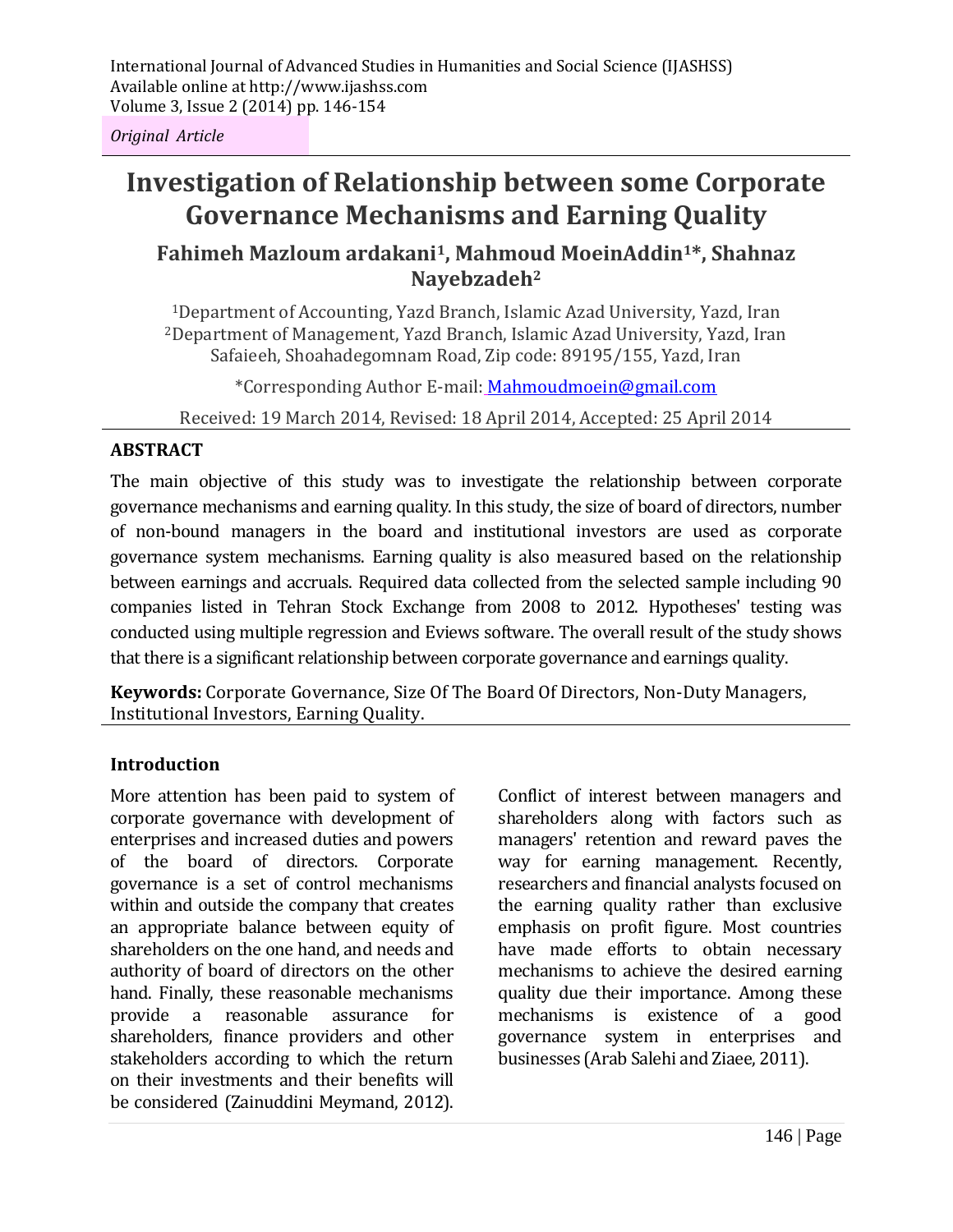*Original Article*

# Investigation of Relationship between some Corporate Governance Mechanisms and Earning Quality

**Fahimeh Mazloum ardakani[1], Mahmoud MoeinAddin[1]*, Shahnaz Nayebzadeh[2]**

[1]Department of Accounting, Yazd Branch, Islamic Azad University, Yazd, Iran
[2]Department of Management, Yazd Branch, Islamic Azad University, Yazd, Iran
Safaieeh, Shoahadegomnam Road, Zip code: 89195/155, Yazd, Iran

*Corresponding Author E-mail: Mahmoudmoein@gmail.com

Received: 19 March 2014, Revised: 18 April 2014, Accepted: 25 April 2014

## ABSTRACT

The main objective of this study was to investigate the relationship between corporate governance mechanisms and earning quality. In this study, the size of board of directors, number of non-bound managers in the board and institutional investors are used as corporate governance system mechanisms. Earning quality is also measured based on the relationship between earnings and accruals. Required data collected from the selected sample including 90 companies listed in Tehran Stock Exchange from 2008 to 2012. Hypotheses' testing was conducted using multiple regression and Eviews software. The overall result of the study shows that there is a significant relationship between corporate governance and earnings quality.

**Keywords:** Corporate Governance, Size Of The Board Of Directors, Non-Duty Managers, Institutional Investors, Earning Quality.

## Introduction

More attention has been paid to system of corporate governance with development of enterprises and increased duties and powers of the board of directors. Corporate governance is a set of control mechanisms within and outside the company that creates an appropriate balance between equity of shareholders on the one hand, and needs and authority of board of directors on the other hand. Finally, these reasonable mechanisms provide a reasonable assurance for shareholders, finance providers and other stakeholders according to which the return on their investments and their benefits will be considered (Zainuddini Meymand, 2012).

Conflict of interest between managers and shareholders along with factors such as managers' retention and reward paves the way for earning management. Recently, researchers and financial analysts focused on the earning quality rather than exclusive emphasis on profit figure. Most countries have made efforts to obtain necessary mechanisms to achieve the desired earning quality due their importance. Among these mechanisms is existence of a good governance system in enterprises and businesses (Arab Salehi and Ziaee, 2011).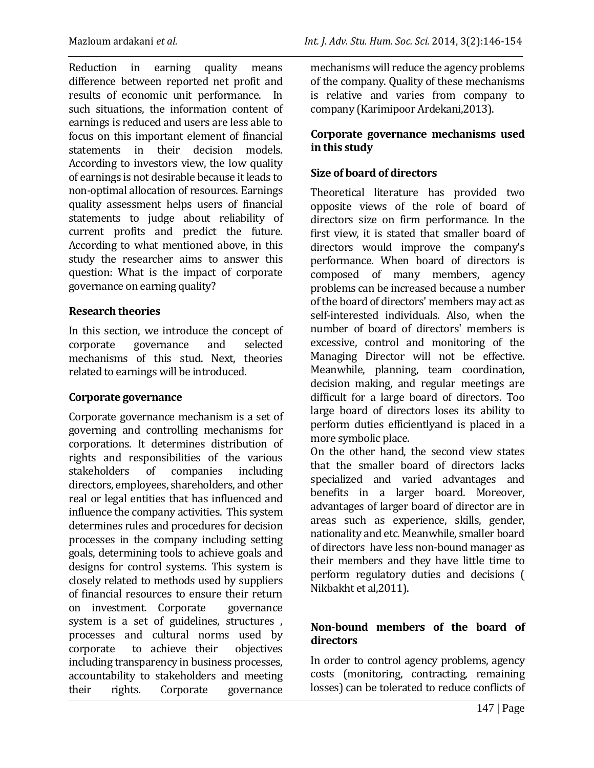Reduction in earning quality means difference between reported net profit and results of economic unit performance. In such situations, the information content of earnings is reduced and users are less able to focus on this important element of financial statements in their decision models. According to investors view, the low quality of earnings is not desirable because it leads to non-optimal allocation of resources. Earnings quality assessment helps users of financial statements to judge about reliability of current profits and predict the future. According to what mentioned above, in this study the researcher aims to answer this question: What is the impact of corporate governance on earning quality?

## Research theories

In this section, we introduce the concept of corporate governance and selected mechanisms of this stud. Next, theories related to earnings will be introduced.

## Corporate governance

Corporate governance mechanism is a set of governing and controlling mechanisms for corporations. It determines distribution of rights and responsibilities of the various stakeholders of companies including directors, employees, shareholders, and other real or legal entities that has influenced and influence the company activities. This system determines rules and procedures for decision processes in the company including setting goals, determining tools to achieve goals and designs for control systems. This system is closely related to methods used by suppliers of financial resources to ensure their return on investment. Corporate governance system is a set of guidelines, structures , processes and cultural norms used by corporate to achieve their objectives including transparency in business processes, accountability to stakeholders and meeting their rights. Corporate governance mechanisms will reduce the agency problems of the company. Quality of these mechanisms is relative and varies from company to company (Karimipoor Ardekani,2013).

## Corporate governance mechanisms used in this study

### Size of board of directors

Theoretical literature has provided two opposite views of the role of board of directors size on firm performance. In the first view, it is stated that smaller board of directors would improve the company's performance. When board of directors is composed of many members, agency problems can be increased because a number of the board of directors' members may act as self-interested individuals. Also, when the number of board of directors' members is excessive, control and monitoring of the Managing Director will not be effective. Meanwhile, planning, team coordination, decision making, and regular meetings are difficult for a large board of directors. Too large board of directors loses its ability to perform duties efficientlyand is placed in a more symbolic place.

On the other hand, the second view states that the smaller board of directors lacks specialized and varied advantages and benefits in a larger board. Moreover, advantages of larger board of director are in areas such as experience, skills, gender, nationality and etc. Meanwhile, smaller board of directors have less non-bound manager as their members and they have little time to perform regulatory duties and decisions ( Nikbakht et al,2011).

### Non-bound members of the board of directors

In order to control agency problems, agency costs (monitoring, contracting, remaining losses) can be tolerated to reduce conflicts of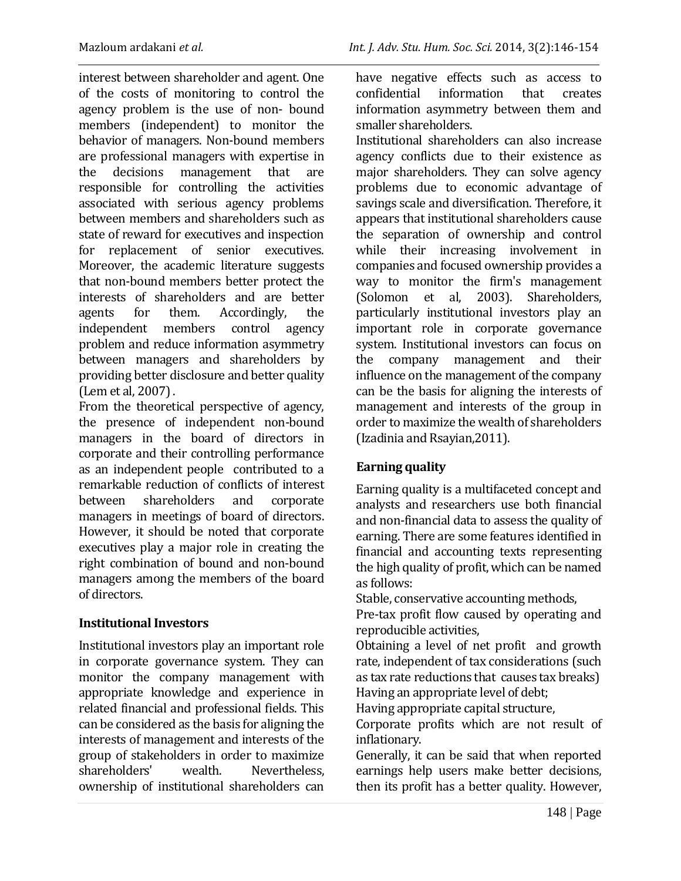interest between shareholder and agent. One of the costs of monitoring to control the agency problem is the use of non- bound members (independent) to monitor the behavior of managers. Non-bound members are professional managers with expertise in the decisions management that are responsible for controlling the activities associated with serious agency problems between members and shareholders such as state of reward for executives and inspection for replacement of senior executives. Moreover, the academic literature suggests that non-bound members better protect the interests of shareholders and are better agents for them. Accordingly, the independent members control agency problem and reduce information asymmetry between managers and shareholders by providing better disclosure and better quality (Lem et al, 2007) .

From the theoretical perspective of agency, the presence of independent non-bound managers in the board of directors in corporate and their controlling performance as an independent people contributed to a remarkable reduction of conflicts of interest between shareholders and corporate managers in meetings of board of directors. However, it should be noted that corporate executives play a major role in creating the right combination of bound and non-bound managers among the members of the board of directors.

### Institutional Investors

Institutional investors play an important role in corporate governance system. They can monitor the company management with appropriate knowledge and experience in related financial and professional fields. This can be considered as the basis for aligning the interests of management and interests of the group of stakeholders in order to maximize shareholders' wealth. Nevertheless, ownership of institutional shareholders can have negative effects such as access to confidential information that creates information asymmetry between them and smaller shareholders.

Institutional shareholders can also increase agency conflicts due to their existence as major shareholders. They can solve agency problems due to economic advantage of savings scale and diversification. Therefore, it appears that institutional shareholders cause the separation of ownership and control while their increasing involvement in companies and focused ownership provides a way to monitor the firm's management (Solomon et al, 2003). Shareholders, particularly institutional investors play an important role in corporate governance system. Institutional investors can focus on the company management and their influence on the management of the company can be the basis for aligning the interests of management and interests of the group in order to maximize the wealth of shareholders (Izadinia and Rsayian,2011).

### Earning quality

Earning quality is a multifaceted concept and analysts and researchers use both financial and non-financial data to assess the quality of earning. There are some features identified in financial and accounting texts representing the high quality of profit, which can be named as follows:

Stable, conservative accounting methods,

Pre-tax profit flow caused by operating and reproducible activities,

Obtaining a level of net profit and growth rate, independent of tax considerations (such as tax rate reductions that causes tax breaks)

Having an appropriate level of debt;

Having appropriate capital structure,

Corporate profits which are not result of inflationary.

Generally, it can be said that when reported earnings help users make better decisions, then its profit has a better quality. However,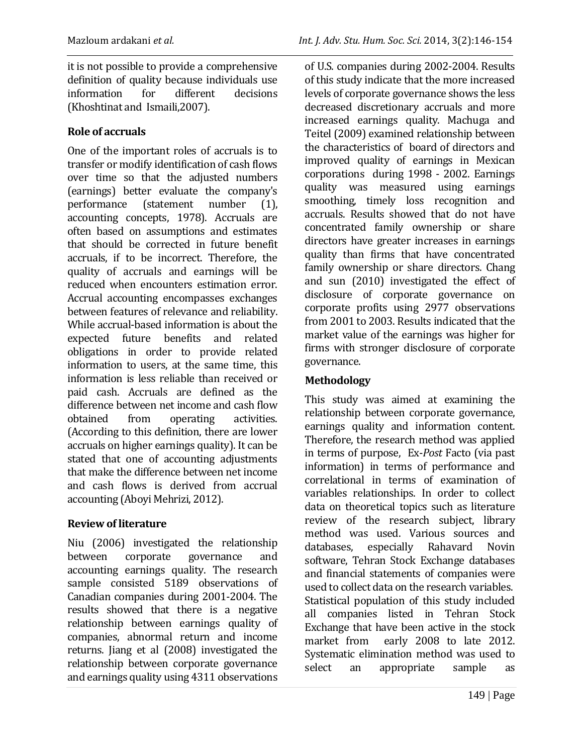it is not possible to provide a comprehensive definition of quality because individuals use information for different decisions (Khoshtinat and Ismaili,2007).

### Role of accruals

One of the important roles of accruals is to transfer or modify identification of cash flows over time so that the adjusted numbers (earnings) better evaluate the company's performance (statement number (1), accounting concepts, 1978). Accruals are often based on assumptions and estimates that should be corrected in future benefit accruals, if to be incorrect. Therefore, the quality of accruals and earnings will be reduced when encounters estimation error. Accrual accounting encompasses exchanges between features of relevance and reliability. While accrual-based information is about the expected future benefits and related obligations in order to provide related information to users, at the same time, this information is less reliable than received or paid cash. Accruals are defined as the difference between net income and cash flow obtained from operating activities. (According to this definition, there are lower accruals on higher earnings quality). It can be stated that one of accounting adjustments that make the difference between net income and cash flows is derived from accrual accounting (Aboyi Mehrizi, 2012).

### Review of literature

Niu (2006) investigated the relationship between corporate governance and accounting earnings quality. The research sample consisted 5189 observations of Canadian companies during 2001-2004. The results showed that there is a negative relationship between earnings quality of companies, abnormal return and income returns. Jiang et al (2008) investigated the relationship between corporate governance and earnings quality using 4311 observations of U.S. companies during 2002-2004. Results of this study indicate that the more increased levels of corporate governance shows the less decreased discretionary accruals and more increased earnings quality. Machuga and Teitel (2009) examined relationship between the characteristics of board of directors and improved quality of earnings in Mexican corporations during 1998 - 2002. Earnings quality was measured using earnings smoothing, timely loss recognition and accruals. Results showed that do not have concentrated family ownership or share directors have greater increases in earnings quality than firms that have concentrated family ownership or share directors. Chang and sun (2010) investigated the effect of disclosure of corporate governance on corporate profits using 2977 observations from 2001 to 2003. Results indicated that the market value of the earnings was higher for firms with stronger disclosure of corporate governance.

### Methodology

This study was aimed at examining the relationship between corporate governance, earnings quality and information content. Therefore, the research method was applied in terms of purpose, Ex-*Post* Facto (via past information) in terms of performance and correlational in terms of examination of variables relationships. In order to collect data on theoretical topics such as literature review of the research subject, library method was used. Various sources and databases, especially Rahavard Novin software, Tehran Stock Exchange databases and financial statements of companies were used to collect data on the research variables. Statistical population of this study included all companies listed in Tehran Stock Exchange that have been active in the stock market from early 2008 to late 2012. Systematic elimination method was used to select an appropriate sample as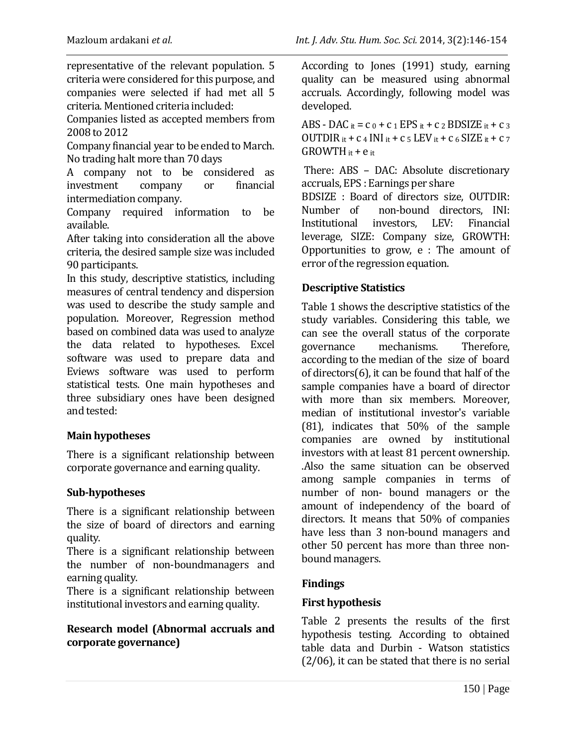representative of the relevant population. 5 criteria were considered for this purpose, and companies were selected if had met all 5 criteria. Mentioned criteria included:

Companies listed as accepted members from 2008 to 2012

Company financial year to be ended to March.

No trading halt more than 70 days

A company not to be considered as investment company or financial intermediation company.

Company required information to be available.

After taking into consideration all the above criteria, the desired sample size was included 90 participants.

In this study, descriptive statistics, including measures of central tendency and dispersion was used to describe the study sample and population. Moreover, Regression method based on combined data was used to analyze the data related to hypotheses. Excel software was used to prepare data and Eviews software was used to perform statistical tests. One main hypotheses and three subsidiary ones have been designed and tested:

### Main hypotheses

There is a significant relationship between corporate governance and earning quality.

### Sub-hypotheses

There is a significant relationship between the size of board of directors and earning quality.

There is a significant relationship between the number of non-boundmanagers and earning quality.

There is a significant relationship between institutional investors and earning quality.

### Research model (Abnormal accruals and corporate governance)

According to Jones (1991) study, earning quality can be measured using abnormal accruals. Accordingly, following model was developed.

$$ABS - DAC_{it} = c_0 + c_1 EPS_{it} + c_2 BDSIZE_{it} + c_3 OUTDIR_{it} + c_4 INI_{it} + c_5 LEV_{it} + c_6 SIZE_{it} + c_7 GROWTH_{it} + e_{it}$$

There: ABS – DAC: Absolute discretionary accruals, EPS : Earnings per share

BDSIZE : Board of directors size, OUTDIR: Number of non-bound directors, INI: Institutional investors, LEV: Financial leverage, SIZE: Company size, GROWTH: Opportunities to grow, e : The amount of error of the regression equation.

### Descriptive Statistics

Table 1 shows the descriptive statistics of the study variables. Considering this table, we can see the overall status of the corporate governance mechanisms. Therefore, according to the median of the size of board of directors(6), it can be found that half of the sample companies have a board of director with more than six members. Moreover, median of institutional investor's variable (81), indicates that 50% of the sample companies are owned by institutional investors with at least 81 percent ownership. .Also the same situation can be observed among sample companies in terms of number of non- bound managers or the amount of independency of the board of directors. It means that 50% of companies have less than 3 non-bound managers and other 50 percent has more than three non-bound managers.

## Findings

### First hypothesis

Table 2 presents the results of the first hypothesis testing. According to obtained table data and Durbin - Watson statistics (2/06), it can be stated that there is no serial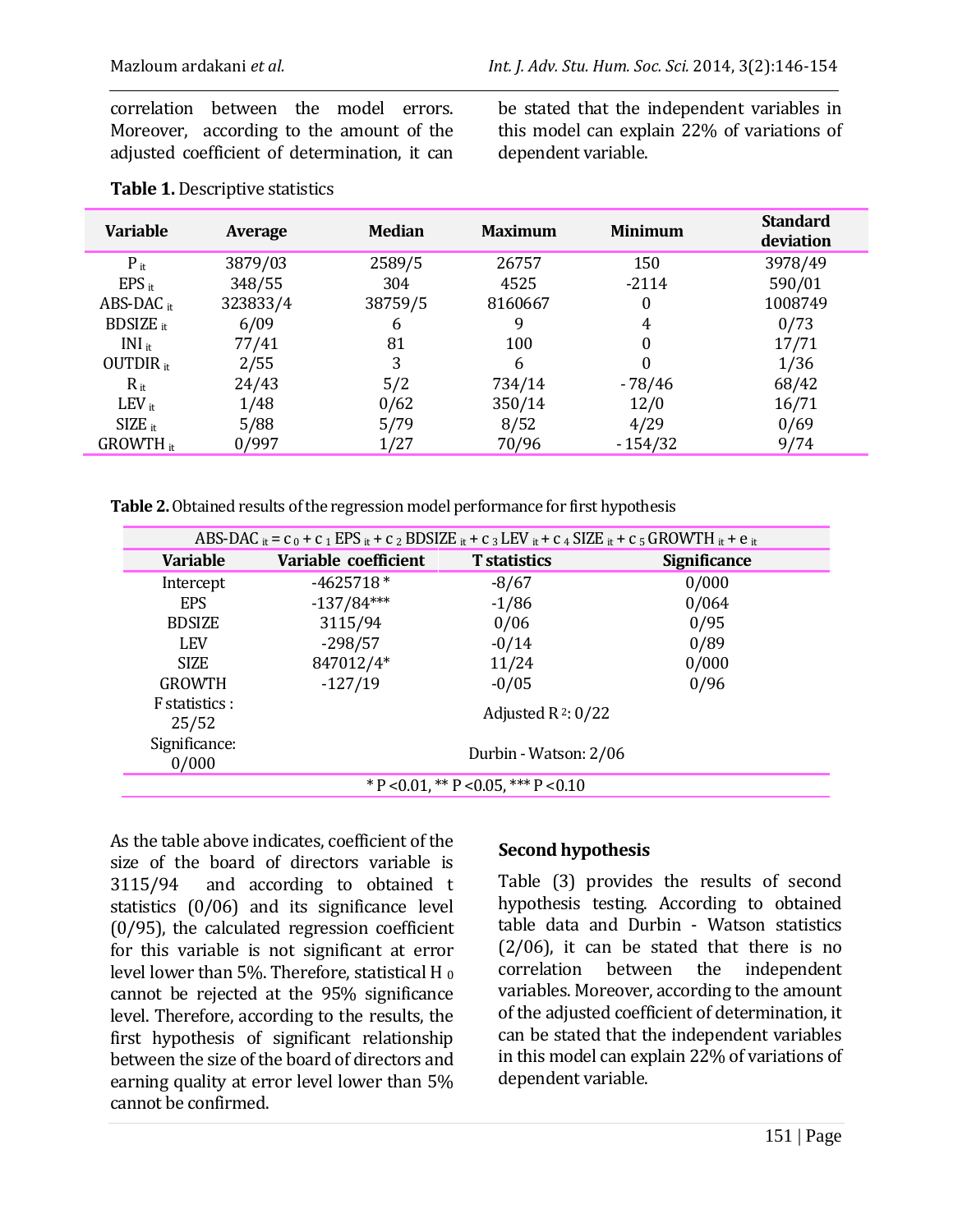correlation between the model errors. Moreover, according to the amount of the adjusted coefficient of determination, it can be stated that the independent variables in this model can explain 22% of variations of dependent variable.

**Table 1.** Descriptive statistics

| Variable | Average | Median | Maximum | Minimum | Standard deviation |
|---|---|---|---|---|---|
| $P_{it}$ | 3879/03 | 2589/5 | 26757 | 150 | 3978/49 |
| $EPS_{it}$ | 348/55 | 304 | 4525 | -2114 | 590/01 |
| $ABS\text{-}DAC_{it}$ | 323833/4 | 38759/5 | 8160667 | 0 | 1008749 |
| $BDSIZE_{it}$ | 6/09 | 6 | 9 | 4 | 0/73 |
| $INI_{it}$ | 77/41 | 81 | 100 | 0 | 17/71 |
| $OUTDIR_{it}$ | 2/55 | 3 | 6 | 0 | 1/36 |
| $R_{it}$ | 24/43 | 5/2 | 734/14 | - 78/46 | 68/42 |
| $LEV_{it}$ | 1/48 | 0/62 | 350/14 | 12/0 | 16/71 |
| $SIZE_{it}$ | 5/88 | 5/79 | 8/52 | 4/29 | 0/69 |
| $GROWTH_{it}$ | 0/997 | 1/27 | 70/96 | - 154/32 | 9/74 |

**Table 2.** Obtained results of the regression model performance for first hypothesis

$$ABS\text{-}DAC_{it} = c_0 + c_1 EPS_{it} + c_2 BDSIZE_{it} + c_3 LEV_{it} + c_4 SIZE_{it} + c_5 GROWTH_{it} + e_{it}$$

| Variable | Variable coefficient | T statistics | Significance |
|---|---|---|---|
| Intercept | -4625718 * | -8/67 | 0/000 |
| EPS | -137/84*** | -1/86 | 0/064 |
| BDSIZE | 3115/94 | 0/06 | 0/95 |
| LEV | -298/57 | -0/14 | 0/89 |
| SIZE | 847012/4* | 11/24 | 0/000 |
| GROWTH | -127/19 | -0/05 | 0/96 |
| F statistics : 25/52 | Adjusted $R^2$: 0/22 | | |
| Significance: 0/000 | Durbin - Watson: 2/06 | | |

* P <0.01, ** P <0.05, *** P <0.10

As the table above indicates, coefficient of the size of the board of directors variable is 3115/94 and according to obtained t statistics (0/06) and its significance level (0/95), the calculated regression coefficient for this variable is not significant at error level lower than 5%. Therefore, statistical $H_0$ cannot be rejected at the 95% significance level. Therefore, according to the results, the first hypothesis of significant relationship between the size of the board of directors and earning quality at error level lower than 5% cannot be confirmed.

### Second hypothesis

Table (3) provides the results of second hypothesis testing. According to obtained table data and Durbin - Watson statistics (2/06), it can be stated that there is no correlation between the independent variables. Moreover, according to the amount of the adjusted coefficient of determination, it can be stated that the independent variables in this model can explain 22% of variations of dependent variable.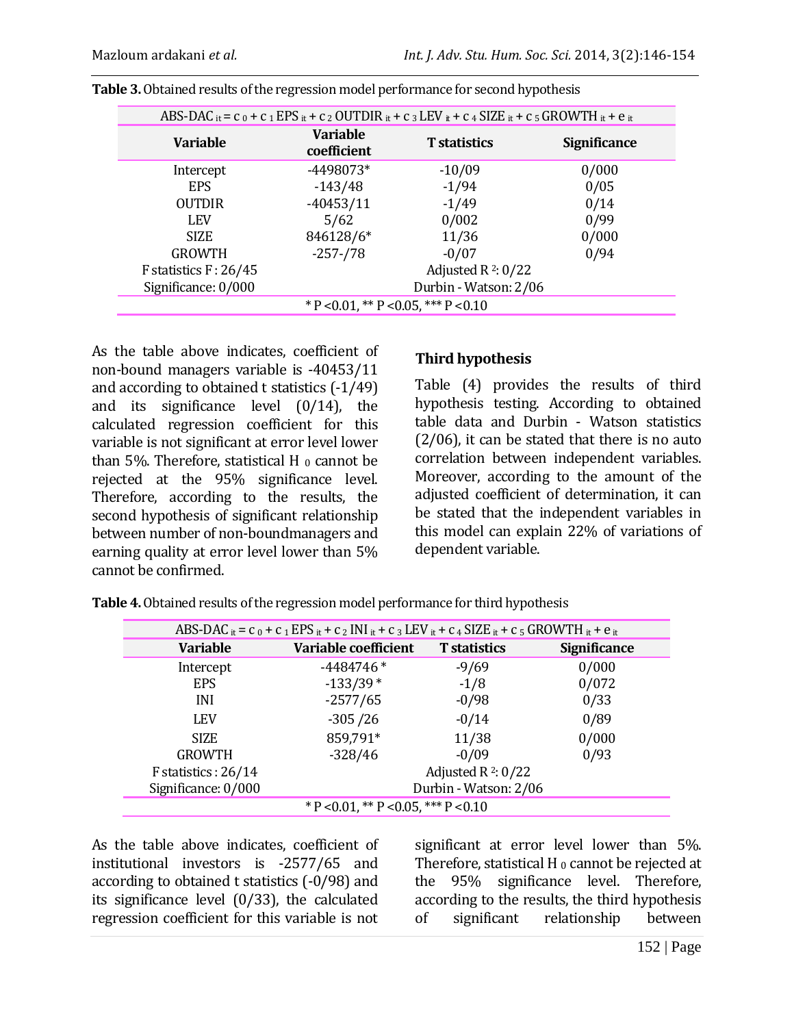**Table 3.** Obtained results of the regression model performance for second hypothesis

| $ABS\text{-}DAC_{it} = c_0 + c_1 EPS_{it} + c_2 OUTDIR_{it} + c_3 LEV_{it} + c_4 SIZE_{it} + c_5 GROWTH_{it} + e_{it}$ | | | |
|---|---|---|---|
| **Variable** | **Variable coefficient** | **T statistics** | **Significance** |
| Intercept | -4498073* | -10/09 | 0/000 |
| EPS | -143/48 | -1/94 | 0/05 |
| OUTDIR | -40453/11 | -1/49 | 0/14 |
| LEV | 5/62 | 0/002 | 0/99 |
| SIZE | 846128/6* | 11/36 | 0/000 |
| GROWTH | -257-/78 | -0/07 | 0/94 |
| F statistics F : 26/45 | Adjusted $R^2$: 0/22 | | |
| Significance: 0/000 | Durbin - Watson: 2/06 | | |
| * P <0.01, ** P <0.05, *** P <0.10 | | | |

As the table above indicates, coefficient of non-bound managers variable is -40453/11 and according to obtained t statistics (-1/49) and its significance level (0/14), the calculated regression coefficient for this variable is not significant at error level lower than 5%. Therefore, statistical $H_0$ cannot be rejected at the 95% significance level. Therefore, according to the results, the second hypothesis of significant relationship between number of non-boundmanagers and earning quality at error level lower than 5% cannot be confirmed.

### Third hypothesis

Table (4) provides the results of third hypothesis testing. According to obtained table data and Durbin - Watson statistics (2/06), it can be stated that there is no auto correlation between independent variables. Moreover, according to the amount of the adjusted coefficient of determination, it can be stated that the independent variables in this model can explain 22% of variations of dependent variable.

**Table 4.** Obtained results of the regression model performance for third hypothesis

| $ABS\text{-}DAC_{it} = c_0 + c_1 EPS_{it} + c_2 INI_{it} + c_3 LEV_{it} + c_4 SIZE_{it} + c_5 GROWTH_{it} + e_{it}$ | | | |
|---|---|---|---|
| **Variable** | **Variable coefficient** | **T statistics** | **Significance** |
| Intercept | -4484746 * | -9/69 | 0/000 |
| EPS | -133/39 * | -1/8 | 0/072 |
| INI | -2577/65 | -0/98 | 0/33 |
| LEV | -305 /26 | -0/14 | 0/89 |
| SIZE | 859,791* | 11/38 | 0/000 |
| GROWTH | -328/46 | -0/09 | 0/93 |
| F statistics : 26/14 | Adjusted $R^2$: 0/22 | | |
| Significance: 0/000 | Durbin - Watson: 2/06 | | |
| * P <0.01, ** P <0.05, *** P <0.10 | | | |

As the table above indicates, coefficient of institutional investors is -2577/65 and according to obtained t statistics (-0/98) and its significance level (0/33), the calculated regression coefficient for this variable is not significant at error level lower than 5%. Therefore, statistical $H_0$ cannot be rejected at the 95% significance level. Therefore, according to the results, the third hypothesis of significant relationship between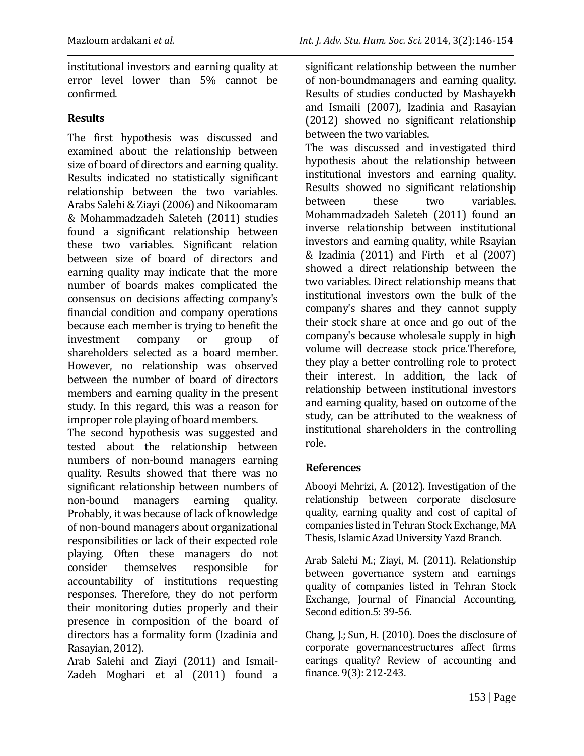institutional investors and earning quality at error level lower than 5% cannot be confirmed.

## Results

The first hypothesis was discussed and examined about the relationship between size of board of directors and earning quality. Results indicated no statistically significant relationship between the two variables. Arabs Salehi & Ziayi (2006) and Nikoomaram & Mohammadzadeh Saleteh (2011) studies found a significant relationship between these two variables. Significant relation between size of board of directors and earning quality may indicate that the more number of boards makes complicated the consensus on decisions affecting company's financial condition and company operations because each member is trying to benefit the investment company or group of shareholders selected as a board member. However, no relationship was observed between the number of board of directors members and earning quality in the present study. In this regard, this was a reason for improper role playing of board members.

The second hypothesis was suggested and tested about the relationship between numbers of non-bound managers earning quality. Results showed that there was no significant relationship between numbers of non-bound managers earning quality. Probably, it was because of lack of knowledge of non-bound managers about organizational responsibilities or lack of their expected role playing. Often these managers do not consider themselves responsible for accountability of institutions requesting responses. Therefore, they do not perform their monitoring duties properly and their presence in composition of the board of directors has a formality form (Izadinia and Rasayian, 2012).

Arab Salehi and Ziayi (2011) and Ismail-Zadeh Moghari et al (2011) found a significant relationship between the number of non-boundmanagers and earning quality. Results of studies conducted by Mashayekh and Ismaili (2007), Izadinia and Rasayian (2012) showed no significant relationship between the two variables.

The was discussed and investigated third hypothesis about the relationship between institutional investors and earning quality. Results showed no significant relationship between these two variables. Mohammadzadeh Saleteh (2011) found an inverse relationship between institutional investors and earning quality, while Rsayian & Izadinia (2011) and Firth et al (2007) showed a direct relationship between the two variables. Direct relationship means that institutional investors own the bulk of the company's shares and they cannot supply their stock share at once and go out of the company's because wholesale supply in high volume will decrease stock price.Therefore, they play a better controlling role to protect their interest. In addition, the lack of relationship between institutional investors and earning quality, based on outcome of the study, can be attributed to the weakness of institutional shareholders in the controlling role.

## References

Abooyi Mehrizi, A. (2012). Investigation of the relationship between corporate disclosure quality, earning quality and cost of capital of companies listed in Tehran Stock Exchange, MA Thesis, Islamic Azad University Yazd Branch.

Arab Salehi M.; Ziayi, M. (2011). Relationship between governance system and earnings quality of companies listed in Tehran Stock Exchange, Journal of Financial Accounting, Second edition.5: 39-56.

Chang, J.; Sun, H. (2010). Does the disclosure of corporate governancestructures affect firms earings quality? Review of accounting and finance. 9(3): 212-243.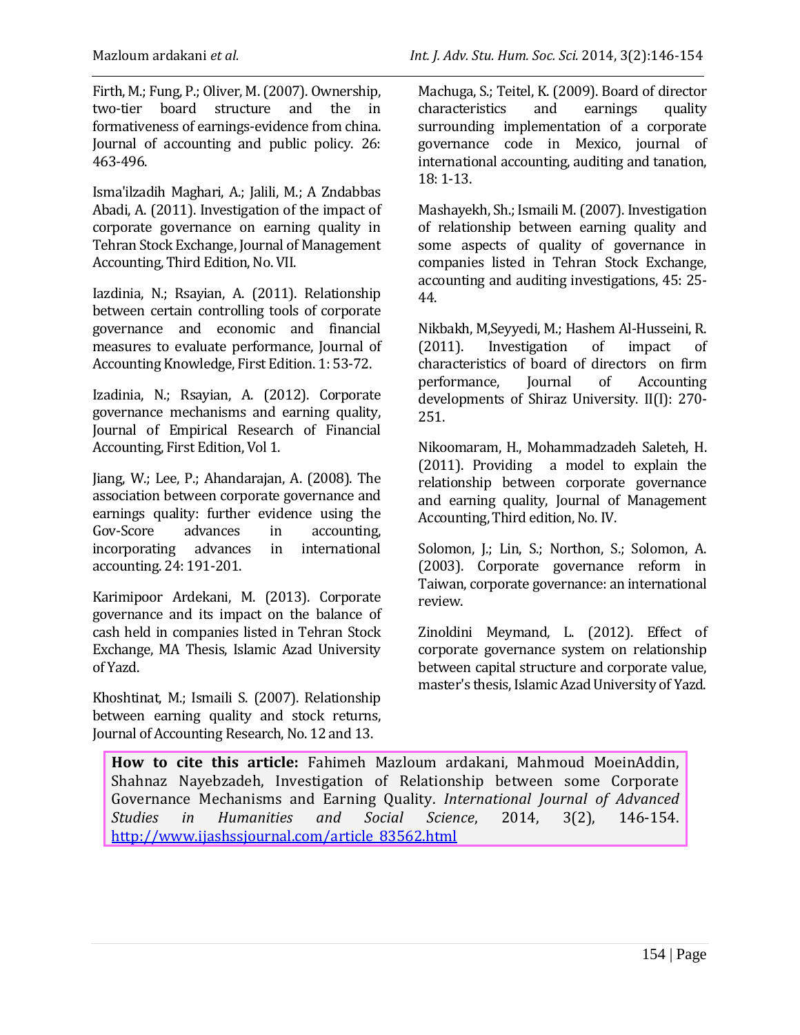Firth, M.; Fung, P.; Oliver, M. (2007). Ownership, two-tier board structure and the in formativeness of earnings-evidence from china. Journal of accounting and public policy. 26: 463-496.

Isma'ilzadih Maghari, A.; Jalili, M.; A Zndabbas Abadi, A. (2011). Investigation of the impact of corporate governance on earning quality in Tehran Stock Exchange, Journal of Management Accounting, Third Edition, No. VII.

Iazdinia, N.; Rsayian, A. (2011). Relationship between certain controlling tools of corporate governance and economic and financial measures to evaluate performance, Journal of Accounting Knowledge, First Edition. 1: 53-72.

Izadinia, N.; Rsayian, A. (2012). Corporate governance mechanisms and earning quality, Journal of Empirical Research of Financial Accounting, First Edition, Vol 1.

Jiang, W.; Lee, P.; Ahandarajan, A. (2008). The association between corporate governance and earnings quality: further evidence using the Gov-Score advances in accounting, incorporating advances in international accounting. 24: 191-201.

Karimipoor Ardekani, M. (2013). Corporate governance and its impact on the balance of cash held in companies listed in Tehran Stock Exchange, MA Thesis, Islamic Azad University of Yazd.

Khoshtinat, M.; Ismaili S. (2007). Relationship between earning quality and stock returns, Journal of Accounting Research, No. 12 and 13.

Machuga, S.; Teitel, K. (2009). Board of director characteristics and earnings quality surrounding implementation of a corporate governance code in Mexico, journal of international accounting, auditing and tanation, 18: 1-13.

Mashayekh, Sh.; Ismaili M. (2007). Investigation of relationship between earning quality and some aspects of quality of governance in companies listed in Tehran Stock Exchange, accounting and auditing investigations, 45: 25-44.

Nikbakh, M,Seyyedi, M.; Hashem Al-Husseini, R. (2011). Investigation of impact of characteristics of board of directors on firm performance, Journal of Accounting developments of Shiraz University. II(I): 270-251.

Nikoomaram, H., Mohammadzadeh Saleteh, H. (2011). Providing a model to explain the relationship between corporate governance and earning quality, Journal of Management Accounting, Third edition, No. IV.

Solomon, J.; Lin, S.; Northon, S.; Solomon, A. (2003). Corporate governance reform in Taiwan, corporate governance: an international review.

Zinoldini Meymand, L. (2012). Effect of corporate governance system on relationship between capital structure and corporate value, master's thesis, Islamic Azad University of Yazd.

**How to cite this article:** Fahimeh Mazloum ardakani, Mahmoud MoeinAddin, Shahnaz Nayebzadeh, Investigation of Relationship between some Corporate Governance Mechanisms and Earning Quality. *International Journal of Advanced Studies in Humanities and Social Science*, 2014, 3(2), 146-154. http://www.ijashssjournal.com/article_83562.html